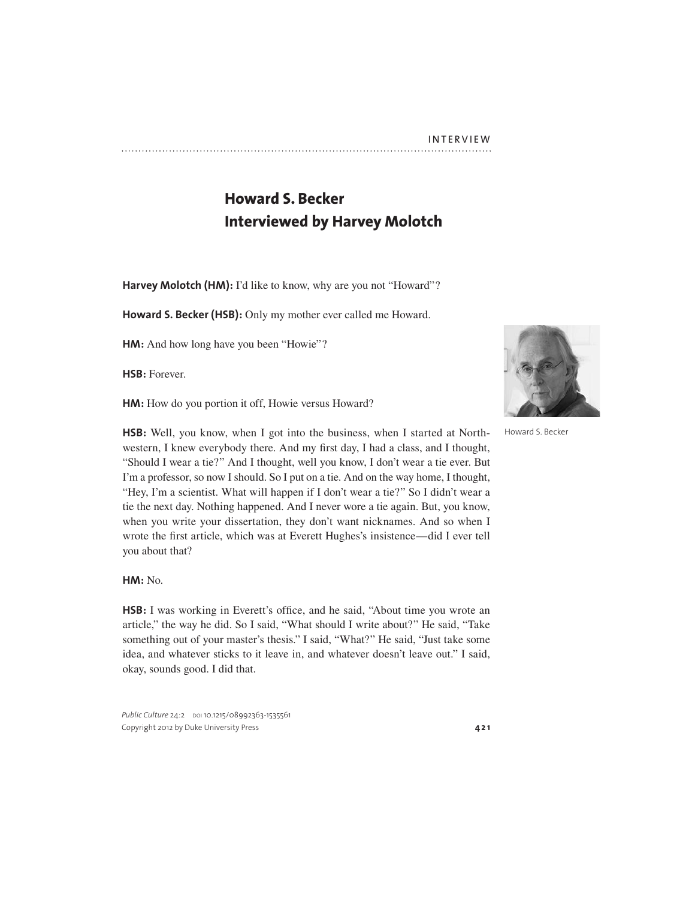INTERVIEW

# Howard S. Becker Interviewed by Harvey Molotch

**Harvey Molotch (HM):** I'd like to know, why are you not "Howard"?

**Howard S. Becker (HSB):** Only my mother ever called me Howard.

**HM:** And how long have you been "Howie"?

**HSB:** Forever.

**HM:** How do you portion it off, Howie versus Howard?

**HSB:** Well, you know, when I got into the business, when I started at Northwestern, I knew everybody there. And my first day, I had a class, and I thought, "Should I wear a tie?" And I thought, well you know, I don't wear a tie ever. But I'm a professor, so now I should. So I put on a tie. And on the way home, I thought, "Hey, I'm a scientist. What will happen if I don't wear a tie?" So I didn't wear a tie the next day. Nothing happened. And I never wore a tie again. But, you know, when you write your dissertation, they don't want nicknames. And so when I wrote the first article, which was at Everett Hughes's insistence—did I ever tell you about that?

Howard S. Becker

**HM:** No.

**HSB:** I was working in Everett's office, and he said, "About time you wrote an article," the way he did. So I said, "What should I write about?" He said, "Take something out of your master's thesis." I said, "What?" He said, "Just take some idea, and whatever sticks to it leave in, and whatever doesn't leave out." I said, okay, sounds good. I did that.

*Public Culture* 24:2 DOI 10.1215/08992363-1535561
Copyright 2012 by Duke University Press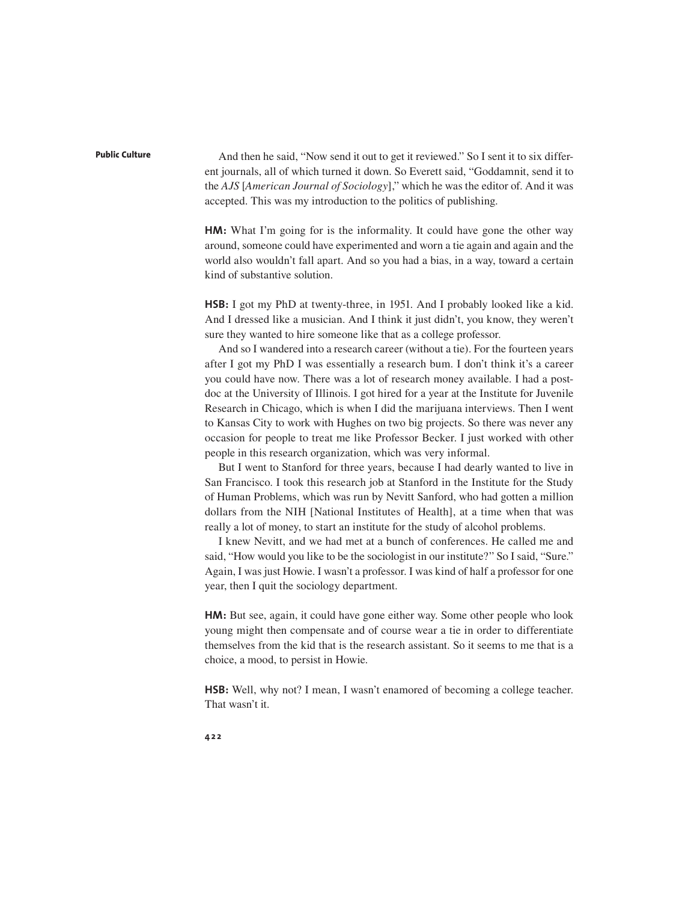And then he said, "Now send it out to get it reviewed." So I sent it to six different journals, all of which turned it down. So Everett said, "Goddamnit, send it to the *AJS* [*American Journal of Sociology*]," which he was the editor of. And it was accepted. This was my introduction to the politics of publishing.

**HM:** What I'm going for is the informality. It could have gone the other way around, someone could have experimented and worn a tie again and again and the world also wouldn't fall apart. And so you had a bias, in a way, toward a certain kind of substantive solution.

**HSB:** I got my PhD at twenty-three, in 1951. And I probably looked like a kid. And I dressed like a musician. And I think it just didn't, you know, they weren't sure they wanted to hire someone like that as a college professor.

And so I wandered into a research career (without a tie). For the fourteen years after I got my PhD I was essentially a research bum. I don't think it's a career you could have now. There was a lot of research money available. I had a postdoc at the University of Illinois. I got hired for a year at the Institute for Juvenile Research in Chicago, which is when I did the marijuana interviews. Then I went to Kansas City to work with Hughes on two big projects. So there was never any occasion for people to treat me like Professor Becker. I just worked with other people in this research organization, which was very informal.

But I went to Stanford for three years, because I had dearly wanted to live in San Francisco. I took this research job at Stanford in the Institute for the Study of Human Problems, which was run by Nevitt Sanford, who had gotten a million dollars from the NIH [National Institutes of Health], at a time when that was really a lot of money, to start an institute for the study of alcohol problems.

I knew Nevitt, and we had met at a bunch of conferences. He called me and said, "How would you like to be the sociologist in our institute?" So I said, "Sure." Again, I was just Howie. I wasn't a professor. I was kind of half a professor for one year, then I quit the sociology department.

**HM:** But see, again, it could have gone either way. Some other people who look young might then compensate and of course wear a tie in order to differentiate themselves from the kid that is the research assistant. So it seems to me that is a choice, a mood, to persist in Howie.

**HSB:** Well, why not? I mean, I wasn't enamored of becoming a college teacher. That wasn't it.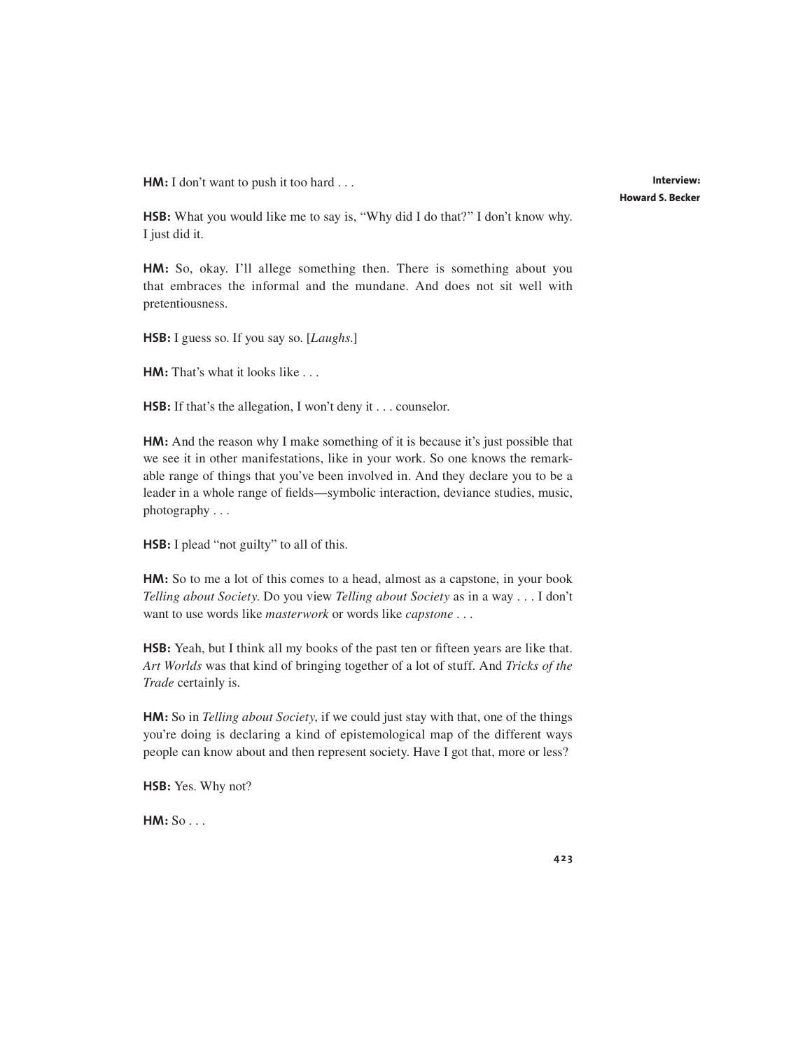**HM:** I don't want to push it too hard . . .

**HSB:** What you would like me to say is, "Why did I do that?" I don't know why. I just did it.

**HM:** So, okay. I'll allege something then. There is something about you that embraces the informal and the mundane. And does not sit well with pretentiousness.

**HSB:** I guess so. If you say so. [*Laughs.*]

**HM:** That's what it looks like . . .

**HSB:** If that's the allegation, I won't deny it . . . counselor.

**HM:** And the reason why I make something of it is because it's just possible that we see it in other manifestations, like in your work. So one knows the remarkable range of things that you've been involved in. And they declare you to be a leader in a whole range of fields—symbolic interaction, deviance studies, music, photography . . .

**HSB:** I plead "not guilty" to all of this.

**HM:** So to me a lot of this comes to a head, almost as a capstone, in your book *Telling about Society*. Do you view *Telling about Society* as in a way . . . I don't want to use words like *masterwork* or words like *capstone* . . .

**HSB:** Yeah, but I think all my books of the past ten or fifteen years are like that. *Art Worlds* was that kind of bringing together of a lot of stuff. And *Tricks of the Trade* certainly is.

**HM:** So in *Telling about Society*, if we could just stay with that, one of the things you're doing is declaring a kind of epistemological map of the different ways people can know about and then represent society. Have I got that, more or less?

**HSB:** Yes. Why not?

**HM:** So . . .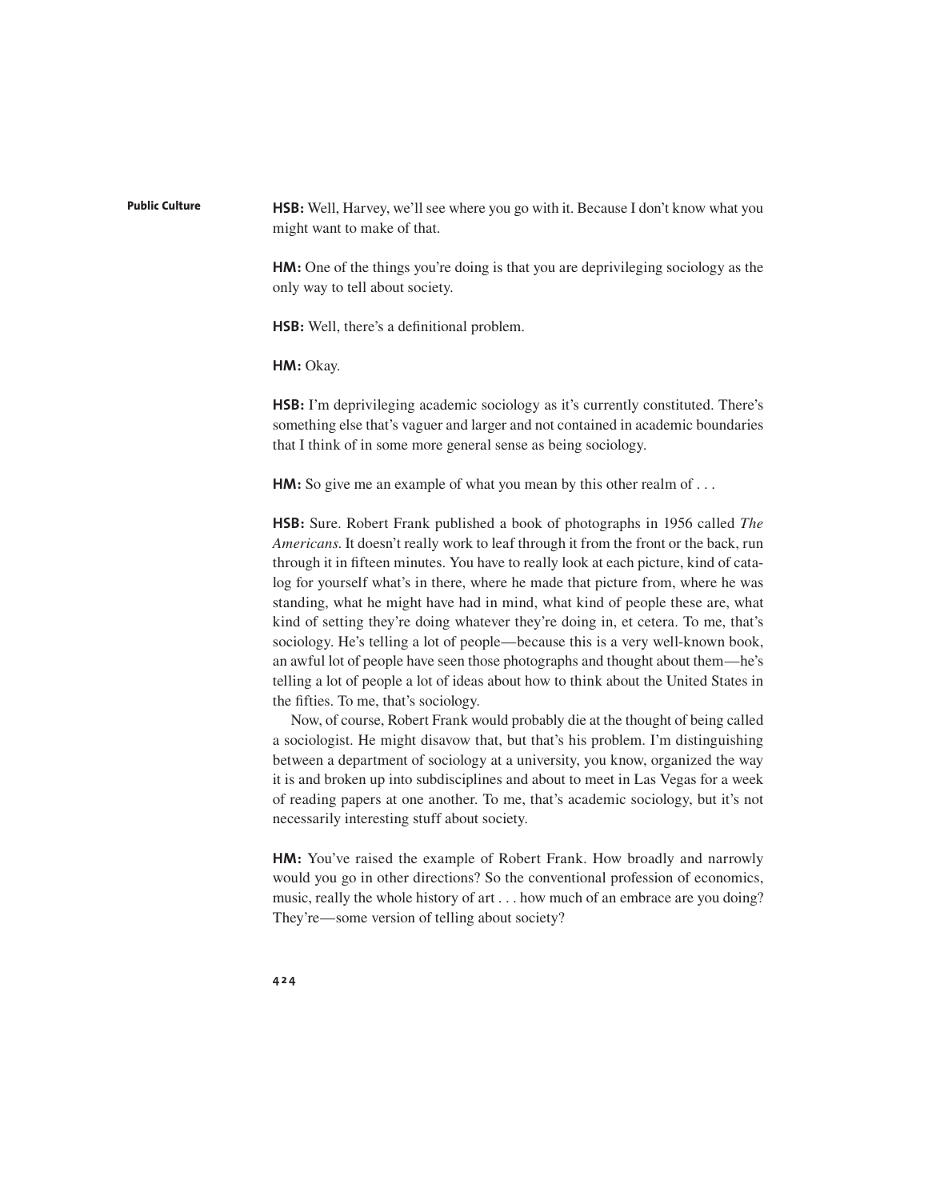**HSB:** Well, Harvey, we'll see where you go with it. Because I don't know what you might want to make of that.

**HM:** One of the things you're doing is that you are deprivileging sociology as the only way to tell about society.

**HSB:** Well, there's a definitional problem.

**HM:** Okay.

**HSB:** I'm deprivileging academic sociology as it's currently constituted. There's something else that's vaguer and larger and not contained in academic boundaries that I think of in some more general sense as being sociology.

**HM:** So give me an example of what you mean by this other realm of . . .

**HSB:** Sure. Robert Frank published a book of photographs in 1956 called *The Americans*. It doesn't really work to leaf through it from the front or the back, run through it in fifteen minutes. You have to really look at each picture, kind of catalog for yourself what's in there, where he made that picture from, where he was standing, what he might have had in mind, what kind of people these are, what kind of setting they're doing whatever they're doing in, et cetera. To me, that's sociology. He's telling a lot of people—because this is a very well-known book, an awful lot of people have seen those photographs and thought about them—he's telling a lot of people a lot of ideas about how to think about the United States in the fifties. To me, that's sociology.

Now, of course, Robert Frank would probably die at the thought of being called a sociologist. He might disavow that, but that's his problem. I'm distinguishing between a department of sociology at a university, you know, organized the way it is and broken up into subdisciplines and about to meet in Las Vegas for a week of reading papers at one another. To me, that's academic sociology, but it's not necessarily interesting stuff about society.

**HM:** You've raised the example of Robert Frank. How broadly and narrowly would you go in other directions? So the conventional profession of economics, music, really the whole history of art . . . how much of an embrace are you doing? They're—some version of telling about society?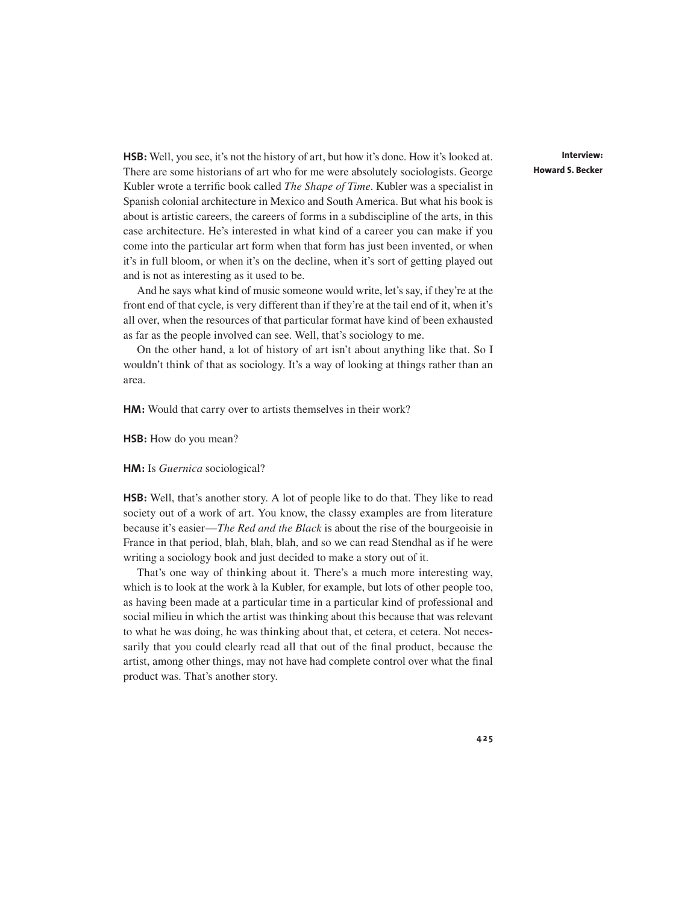**HSB:** Well, you see, it's not the history of art, but how it's done. How it's looked at. There are some historians of art who for me were absolutely sociologists. George Kubler wrote a terrific book called *The Shape of Time*. Kubler was a specialist in Spanish colonial architecture in Mexico and South America. But what his book is about is artistic careers, the careers of forms in a subdiscipline of the arts, in this case architecture. He's interested in what kind of a career you can make if you come into the particular art form when that form has just been invented, or when it's in full bloom, or when it's on the decline, when it's sort of getting played out and is not as interesting as it used to be.

And he says what kind of music someone would write, let's say, if they're at the front end of that cycle, is very different than if they're at the tail end of it, when it's all over, when the resources of that particular format have kind of been exhausted as far as the people involved can see. Well, that's sociology to me.

On the other hand, a lot of history of art isn't about anything like that. So I wouldn't think of that as sociology. It's a way of looking at things rather than an area.

**HM:** Would that carry over to artists themselves in their work?

**HSB:** How do you mean?

**HM:** Is *Guernica* sociological?

**HSB:** Well, that's another story. A lot of people like to do that. They like to read society out of a work of art. You know, the classy examples are from literature because it's easier—*The Red and the Black* is about the rise of the bourgeoisie in France in that period, blah, blah, blah, and so we can read Stendhal as if he were writing a sociology book and just decided to make a story out of it.

That's one way of thinking about it. There's a much more interesting way, which is to look at the work à la Kubler, for example, but lots of other people too, as having been made at a particular time in a particular kind of professional and social milieu in which the artist was thinking about this because that was relevant to what he was doing, he was thinking about that, et cetera, et cetera. Not necessarily that you could clearly read all that out of the final product, because the artist, among other things, may not have had complete control over what the final product was. That's another story.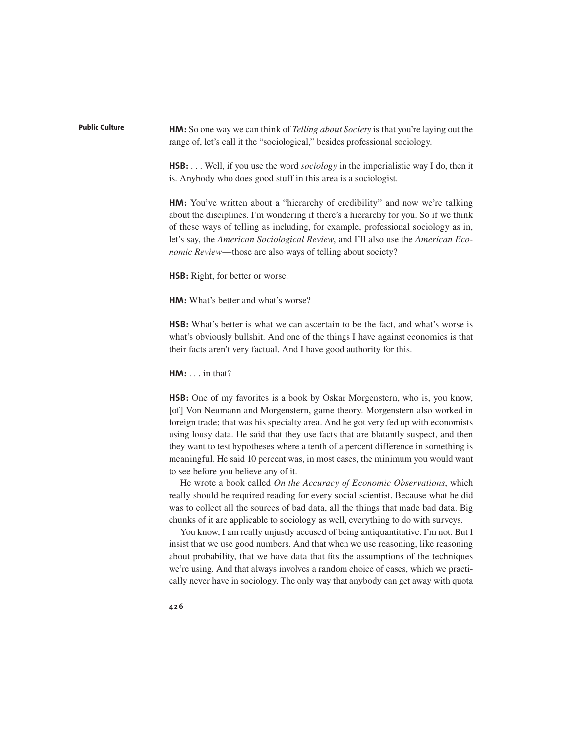**HM:** So one way we can think of *Telling about Society* is that you're laying out the range of, let's call it the "sociological," besides professional sociology.

**HSB:** . . . Well, if you use the word *sociology* in the imperialistic way I do, then it is. Anybody who does good stuff in this area is a sociologist.

**HM:** You've written about a "hierarchy of credibility" and now we're talking about the disciplines. I'm wondering if there's a hierarchy for you. So if we think of these ways of telling as including, for example, professional sociology as in, let's say, the *American Sociological Review*, and I'll also use the *American Economic Review*—those are also ways of telling about society?

**HSB:** Right, for better or worse.

**HM:** What's better and what's worse?

**HSB:** What's better is what we can ascertain to be the fact, and what's worse is what's obviously bullshit. And one of the things I have against economics is that their facts aren't very factual. And I have good authority for this.

**HM:** . . . in that?

**HSB:** One of my favorites is a book by Oskar Morgenstern, who is, you know, [of] Von Neumann and Morgenstern, game theory. Morgenstern also worked in foreign trade; that was his specialty area. And he got very fed up with economists using lousy data. He said that they use facts that are blatantly suspect, and then they want to test hypotheses where a tenth of a percent difference in something is meaningful. He said 10 percent was, in most cases, the minimum you would want to see before you believe any of it.

He wrote a book called *On the Accuracy of Economic Observations*, which really should be required reading for every social scientist. Because what he did was to collect all the sources of bad data, all the things that made bad data. Big chunks of it are applicable to sociology as well, everything to do with surveys.

You know, I am really unjustly accused of being antiquantitative. I'm not. But I insist that we use good numbers. And that when we use reasoning, like reasoning about probability, that we have data that fits the assumptions of the techniques we're using. And that always involves a random choice of cases, which we practically never have in sociology. The only way that anybody can get away with quota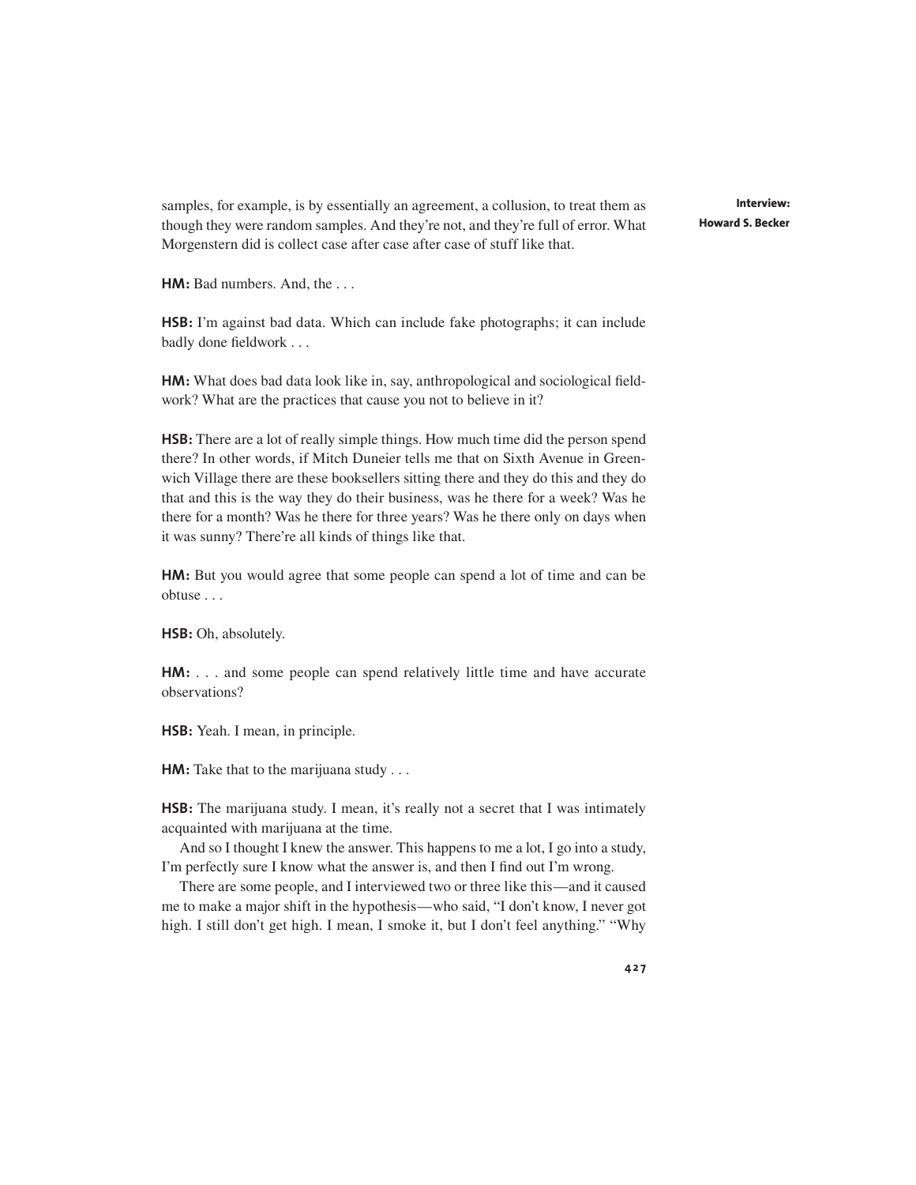samples, for example, is by essentially an agreement, a collusion, to treat them as though they were random samples. And they're not, and they're full of error. What Morgenstern did is collect case after case after case of stuff like that.

**HM:** Bad numbers. And, the . . .

**HSB:** I'm against bad data. Which can include fake photographs; it can include badly done fieldwork . . .

**HM:** What does bad data look like in, say, anthropological and sociological fieldwork? What are the practices that cause you not to believe in it?

**HSB:** There are a lot of really simple things. How much time did the person spend there? In other words, if Mitch Duneier tells me that on Sixth Avenue in Greenwich Village there are these booksellers sitting there and they do this and they do that and this is the way they do their business, was he there for a week? Was he there for a month? Was he there for three years? Was he there only on days when it was sunny? There're all kinds of things like that.

**HM:** But you would agree that some people can spend a lot of time and can be obtuse . . .

**HSB:** Oh, absolutely.

**HM:** . . . and some people can spend relatively little time and have accurate observations?

**HSB:** Yeah. I mean, in principle.

**HM:** Take that to the marijuana study . . .

**HSB:** The marijuana study. I mean, it's really not a secret that I was intimately acquainted with marijuana at the time.

And so I thought I knew the answer. This happens to me a lot, I go into a study, I'm perfectly sure I know what the answer is, and then I find out I'm wrong.

There are some people, and I interviewed two or three like this—and it caused me to make a major shift in the hypothesis—who said, "I don't know, I never got high. I still don't get high. I mean, I smoke it, but I don't feel anything." "Why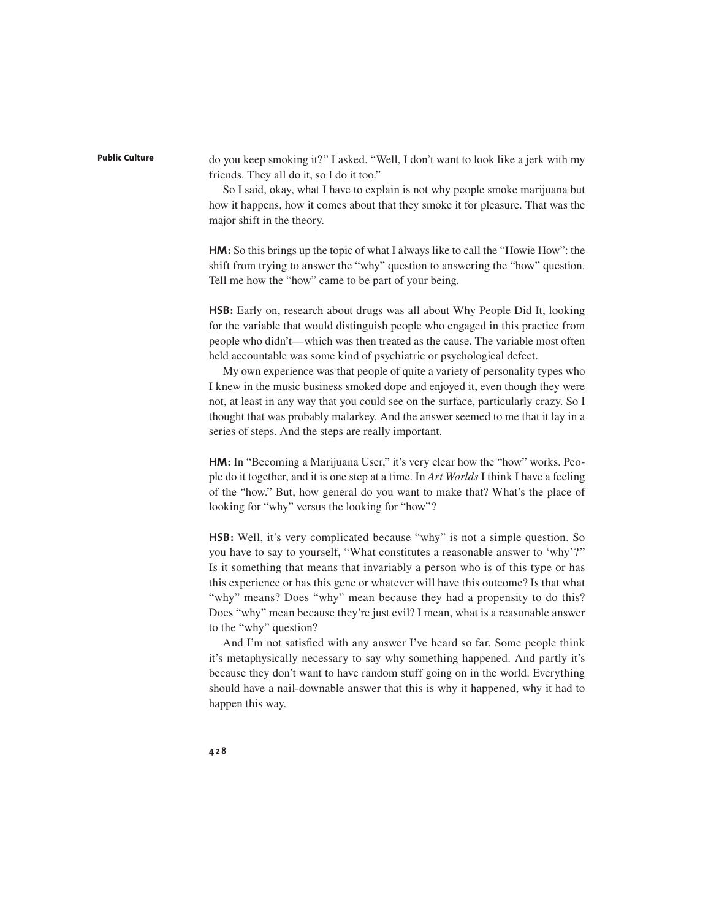do you keep smoking it?" I asked. "Well, I don't want to look like a jerk with my friends. They all do it, so I do it too."

So I said, okay, what I have to explain is not why people smoke marijuana but how it happens, how it comes about that they smoke it for pleasure. That was the major shift in the theory.

**HM:** So this brings up the topic of what I always like to call the "Howie How": the shift from trying to answer the "why" question to answering the "how" question. Tell me how the "how" came to be part of your being.

**HSB:** Early on, research about drugs was all about Why People Did It, looking for the variable that would distinguish people who engaged in this practice from people who didn't—which was then treated as the cause. The variable most often held accountable was some kind of psychiatric or psychological defect.

My own experience was that people of quite a variety of personality types who I knew in the music business smoked dope and enjoyed it, even though they were not, at least in any way that you could see on the surface, particularly crazy. So I thought that was probably malarkey. And the answer seemed to me that it lay in a series of steps. And the steps are really important.

**HM:** In "Becoming a Marijuana User," it's very clear how the "how" works. People do it together, and it is one step at a time. In *Art Worlds* I think I have a feeling of the "how." But, how general do you want to make that? What's the place of looking for "why" versus the looking for "how"?

**HSB:** Well, it's very complicated because "why" is not a simple question. So you have to say to yourself, "What constitutes a reasonable answer to 'why'?" Is it something that means that invariably a person who is of this type or has this experience or has this gene or whatever will have this outcome? Is that what "why" means? Does "why" mean because they had a propensity to do this? Does "why" mean because they're just evil? I mean, what is a reasonable answer to the "why" question?

And I'm not satisfied with any answer I've heard so far. Some people think it's metaphysically necessary to say why something happened. And partly it's because they don't want to have random stuff going on in the world. Everything should have a nail-downable answer that this is why it happened, why it had to happen this way.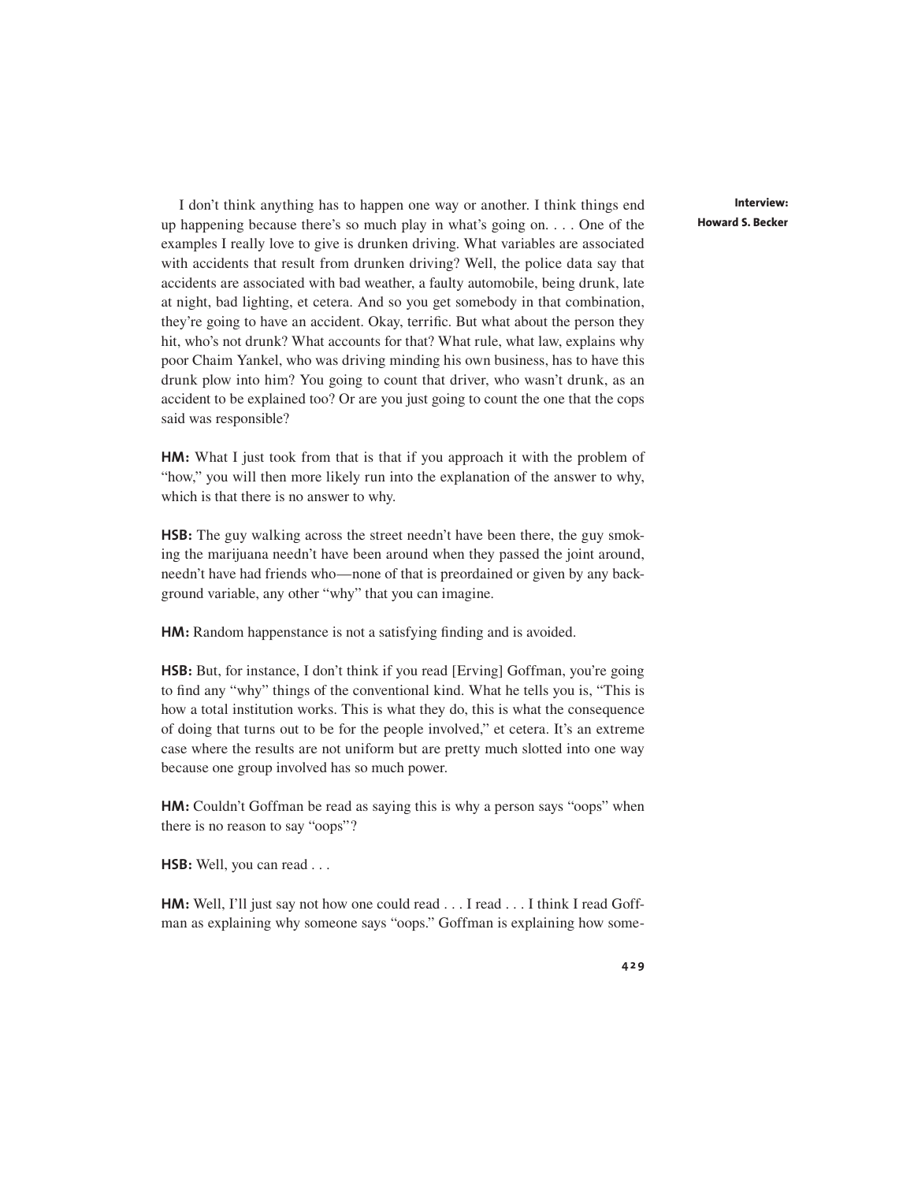I don't think anything has to happen one way or another. I think things end up happening because there's so much play in what's going on. . . . One of the examples I really love to give is drunken driving. What variables are associated with accidents that result from drunken driving? Well, the police data say that accidents are associated with bad weather, a faulty automobile, being drunk, late at night, bad lighting, et cetera. And so you get somebody in that combination, they're going to have an accident. Okay, terrific. But what about the person they hit, who's not drunk? What accounts for that? What rule, what law, explains why poor Chaim Yankel, who was driving minding his own business, has to have this drunk plow into him? You going to count that driver, who wasn't drunk, as an accident to be explained too? Or are you just going to count the one that the cops said was responsible?

**HM:** What I just took from that is that if you approach it with the problem of "how," you will then more likely run into the explanation of the answer to why, which is that there is no answer to why.

**HSB:** The guy walking across the street needn't have been there, the guy smoking the marijuana needn't have been around when they passed the joint around, needn't have had friends who—none of that is preordained or given by any background variable, any other "why" that you can imagine.

**HM:** Random happenstance is not a satisfying finding and is avoided.

**HSB:** But, for instance, I don't think if you read [Erving] Goffman, you're going to find any "why" things of the conventional kind. What he tells you is, "This is how a total institution works. This is what they do, this is what the consequence of doing that turns out to be for the people involved," et cetera. It's an extreme case where the results are not uniform but are pretty much slotted into one way because one group involved has so much power.

**HM:** Couldn't Goffman be read as saying this is why a person says "oops" when there is no reason to say "oops"?

**HSB:** Well, you can read . . .

**HM:** Well, I'll just say not how one could read . . . I read . . . I think I read Goffman as explaining why someone says "oops." Goffman is explaining how some-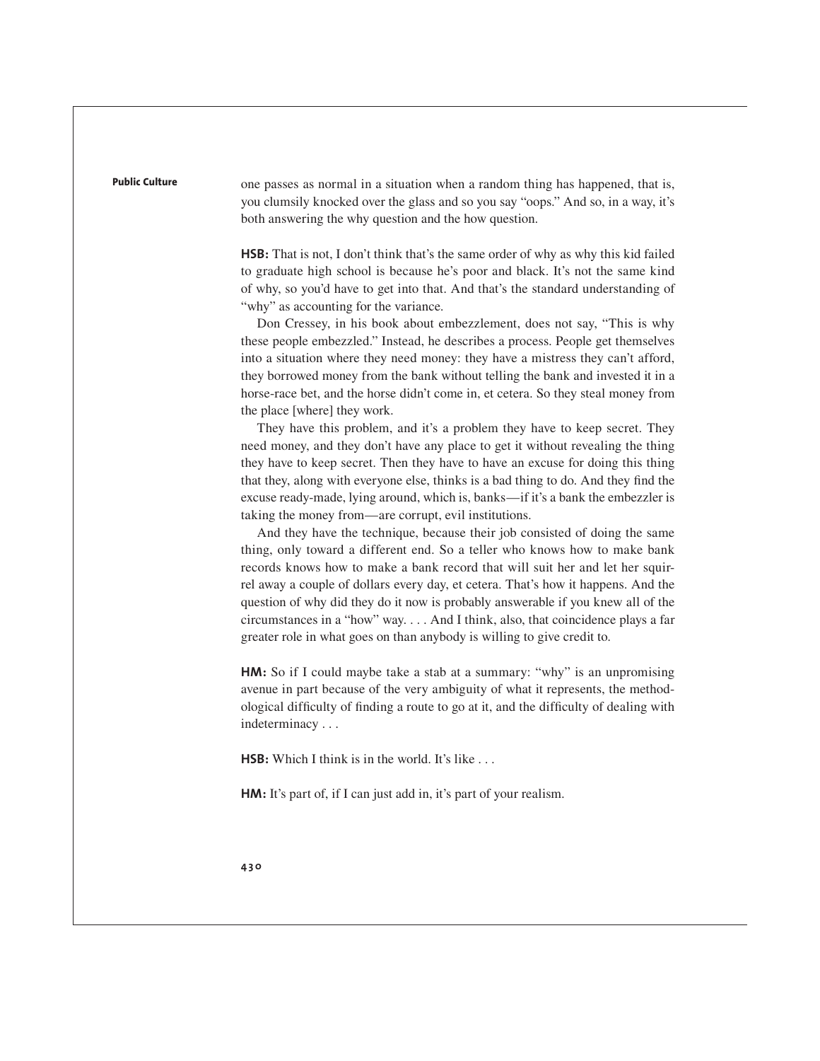one passes as normal in a situation when a random thing has happened, that is, you clumsily knocked over the glass and so you say "oops." And so, in a way, it's both answering the why question and the how question.

**HSB:** That is not, I don't think that's the same order of why as why this kid failed to graduate high school is because he's poor and black. It's not the same kind of why, so you'd have to get into that. And that's the standard understanding of "why" as accounting for the variance.

Don Cressey, in his book about embezzlement, does not say, "This is why these people embezzled." Instead, he describes a process. People get themselves into a situation where they need money: they have a mistress they can't afford, they borrowed money from the bank without telling the bank and invested it in a horse-race bet, and the horse didn't come in, et cetera. So they steal money from the place [where] they work.

They have this problem, and it's a problem they have to keep secret. They need money, and they don't have any place to get it without revealing the thing they have to keep secret. Then they have to have an excuse for doing this thing that they, along with everyone else, thinks is a bad thing to do. And they find the excuse ready-made, lying around, which is, banks—if it's a bank the embezzler is taking the money from—are corrupt, evil institutions.

And they have the technique, because their job consisted of doing the same thing, only toward a different end. So a teller who knows how to make bank records knows how to make a bank record that will suit her and let her squirrel away a couple of dollars every day, et cetera. That's how it happens. And the question of why did they do it now is probably answerable if you knew all of the circumstances in a "how" way. . . . And I think, also, that coincidence plays a far greater role in what goes on than anybody is willing to give credit to.

**HM:** So if I could maybe take a stab at a summary: "why" is an unpromising avenue in part because of the very ambiguity of what it represents, the methodological difficulty of finding a route to go at it, and the difficulty of dealing with indeterminacy . . .

**HSB:** Which I think is in the world. It's like . . .

**HM:** It's part of, if I can just add in, it's part of your realism.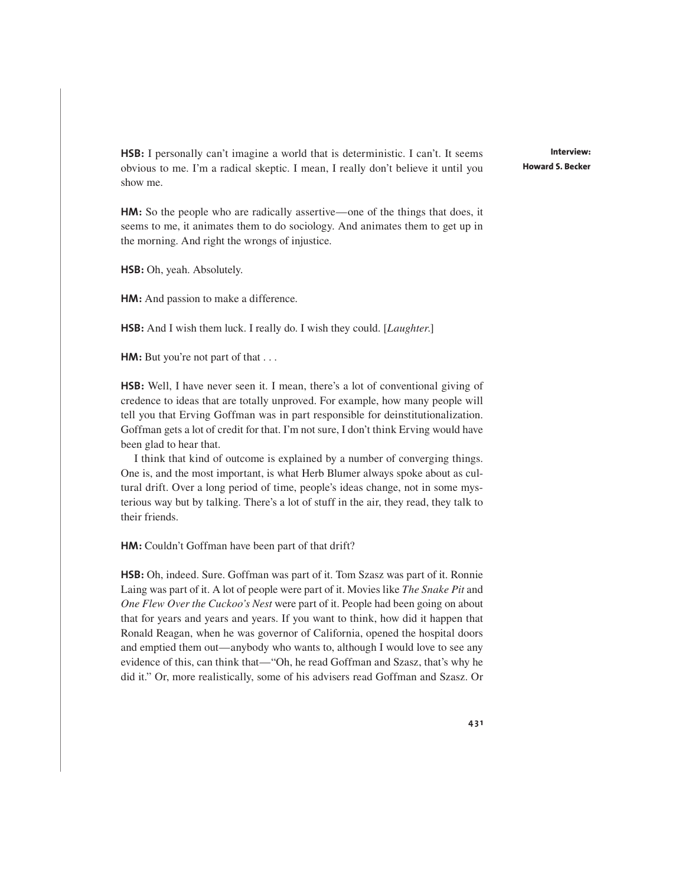**HSB:** I personally can't imagine a world that is deterministic. I can't. It seems obvious to me. I'm a radical skeptic. I mean, I really don't believe it until you show me.

**HM:** So the people who are radically assertive—one of the things that does, it seems to me, it animates them to do sociology. And animates them to get up in the morning. And right the wrongs of injustice.

**HSB:** Oh, yeah. Absolutely.

**HM:** And passion to make a difference.

**HSB:** And I wish them luck. I really do. I wish they could. [*Laughter.*]

**HM:** But you're not part of that . . .

**HSB:** Well, I have never seen it. I mean, there's a lot of conventional giving of credence to ideas that are totally unproved. For example, how many people will tell you that Erving Goffman was in part responsible for deinstitutionalization. Goffman gets a lot of credit for that. I'm not sure, I don't think Erving would have been glad to hear that.

I think that kind of outcome is explained by a number of converging things. One is, and the most important, is what Herb Blumer always spoke about as cultural drift. Over a long period of time, people's ideas change, not in some mysterious way but by talking. There's a lot of stuff in the air, they read, they talk to their friends.

**HM:** Couldn't Goffman have been part of that drift?

**HSB:** Oh, indeed. Sure. Goffman was part of it. Tom Szasz was part of it. Ronnie Laing was part of it. A lot of people were part of it. Movies like *The Snake Pit* and *One Flew Over the Cuckoo's Nest* were part of it. People had been going on about that for years and years and years. If you want to think, how did it happen that Ronald Reagan, when he was governor of California, opened the hospital doors and emptied them out—anybody who wants to, although I would love to see any evidence of this, can think that—"Oh, he read Goffman and Szasz, that's why he did it." Or, more realistically, some of his advisers read Goffman and Szasz. Or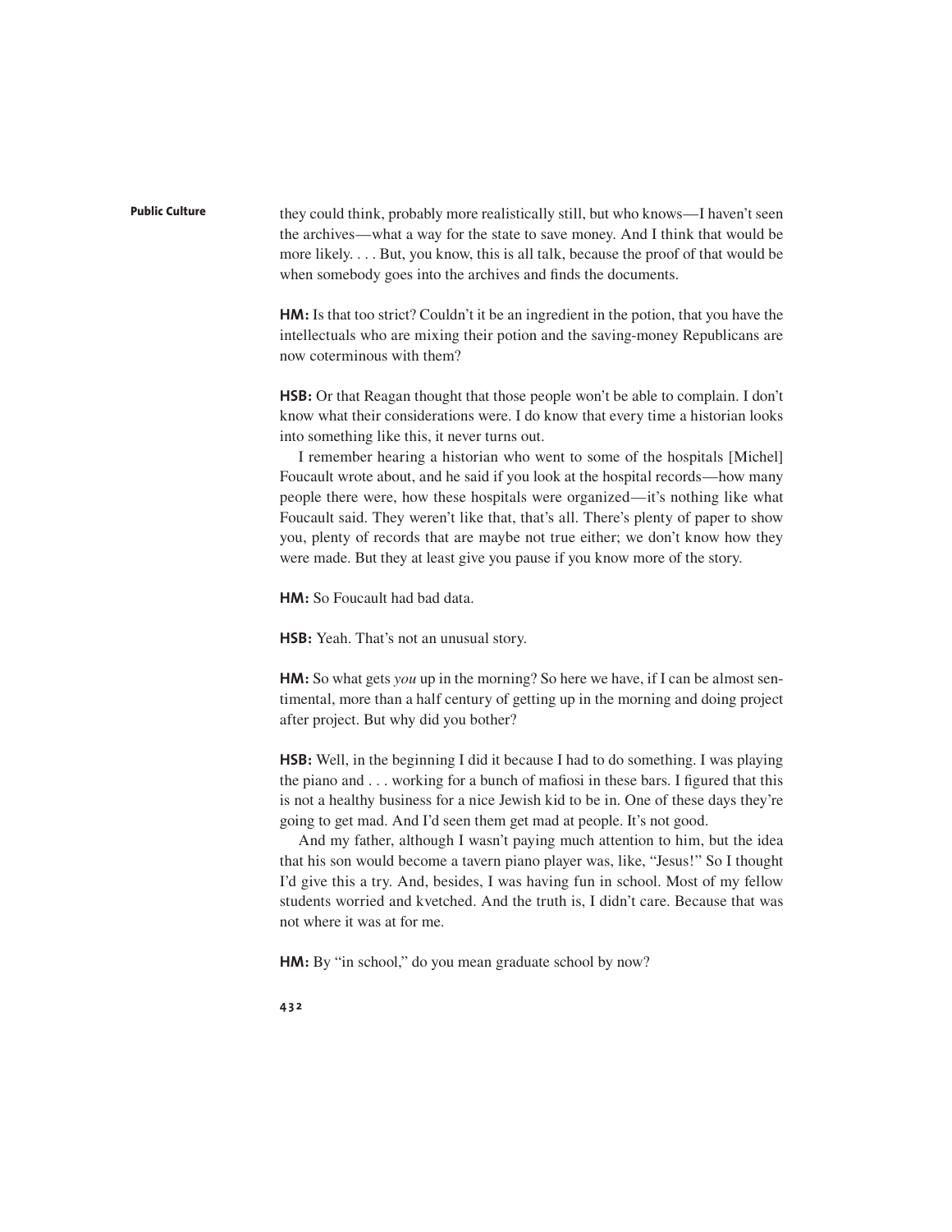they could think, probably more realistically still, but who knows—I haven't seen the archives—what a way for the state to save money. And I think that would be more likely. . . . But, you know, this is all talk, because the proof of that would be when somebody goes into the archives and finds the documents.

**HM:** Is that too strict? Couldn't it be an ingredient in the potion, that you have the intellectuals who are mixing their potion and the saving-money Republicans are now coterminous with them?

**HSB:** Or that Reagan thought that those people won't be able to complain. I don't know what their considerations were. I do know that every time a historian looks into something like this, it never turns out.

I remember hearing a historian who went to some of the hospitals [Michel] Foucault wrote about, and he said if you look at the hospital records—how many people there were, how these hospitals were organized—it's nothing like what Foucault said. They weren't like that, that's all. There's plenty of paper to show you, plenty of records that are maybe not true either; we don't know how they were made. But they at least give you pause if you know more of the story.

**HM:** So Foucault had bad data.

**HSB:** Yeah. That's not an unusual story.

**HM:** So what gets *you* up in the morning? So here we have, if I can be almost sentimental, more than a half century of getting up in the morning and doing project after project. But why did you bother?

**HSB:** Well, in the beginning I did it because I had to do something. I was playing the piano and . . . working for a bunch of mafiosi in these bars. I figured that this is not a healthy business for a nice Jewish kid to be in. One of these days they're going to get mad. And I'd seen them get mad at people. It's not good.

And my father, although I wasn't paying much attention to him, but the idea that his son would become a tavern piano player was, like, "Jesus!" So I thought I'd give this a try. And, besides, I was having fun in school. Most of my fellow students worried and kvetched. And the truth is, I didn't care. Because that was not where it was at for me.

**HM:** By "in school," do you mean graduate school by now?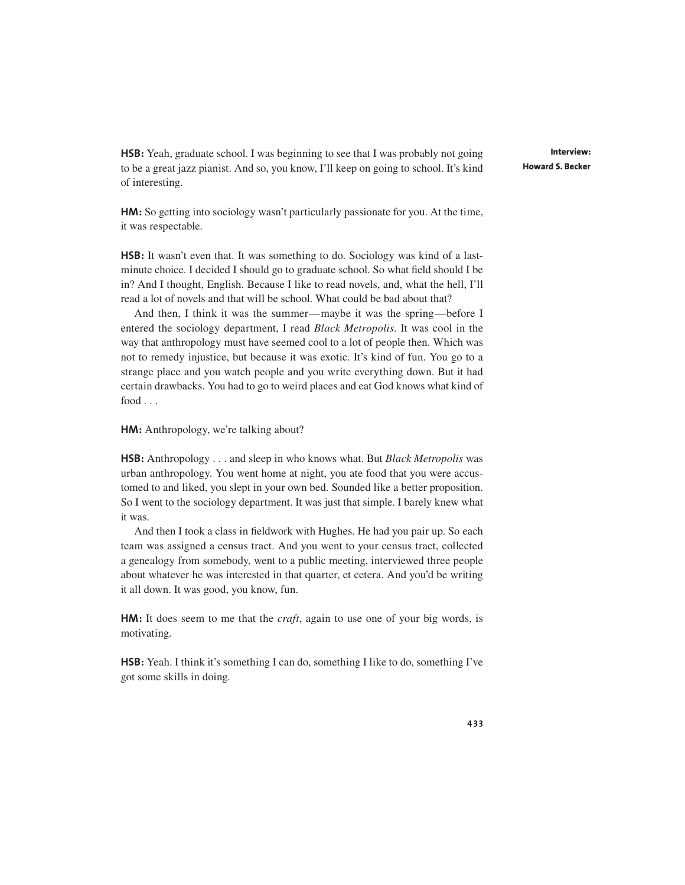**HSB:** Yeah, graduate school. I was beginning to see that I was probably not going to be a great jazz pianist. And so, you know, I'll keep on going to school. It's kind of interesting.

**HM:** So getting into sociology wasn't particularly passionate for you. At the time, it was respectable.

**HSB:** It wasn't even that. It was something to do. Sociology was kind of a last-minute choice. I decided I should go to graduate school. So what field should I be in? And I thought, English. Because I like to read novels, and, what the hell, I'll read a lot of novels and that will be school. What could be bad about that?

And then, I think it was the summer—maybe it was the spring—before I entered the sociology department, I read *Black Metropolis*. It was cool in the way that anthropology must have seemed cool to a lot of people then. Which was not to remedy injustice, but because it was exotic. It's kind of fun. You go to a strange place and you watch people and you write everything down. But it had certain drawbacks. You had to go to weird places and eat God knows what kind of food . . .

**HM:** Anthropology, we're talking about?

**HSB:** Anthropology . . . and sleep in who knows what. But *Black Metropolis* was urban anthropology. You went home at night, you ate food that you were accustomed to and liked, you slept in your own bed. Sounded like a better proposition. So I went to the sociology department. It was just that simple. I barely knew what it was.

And then I took a class in fieldwork with Hughes. He had you pair up. So each team was assigned a census tract. And you went to your census tract, collected a genealogy from somebody, went to a public meeting, interviewed three people about whatever he was interested in that quarter, et cetera. And you'd be writing it all down. It was good, you know, fun.

**HM:** It does seem to me that the *craft*, again to use one of your big words, is motivating.

**HSB:** Yeah. I think it's something I can do, something I like to do, something I've got some skills in doing.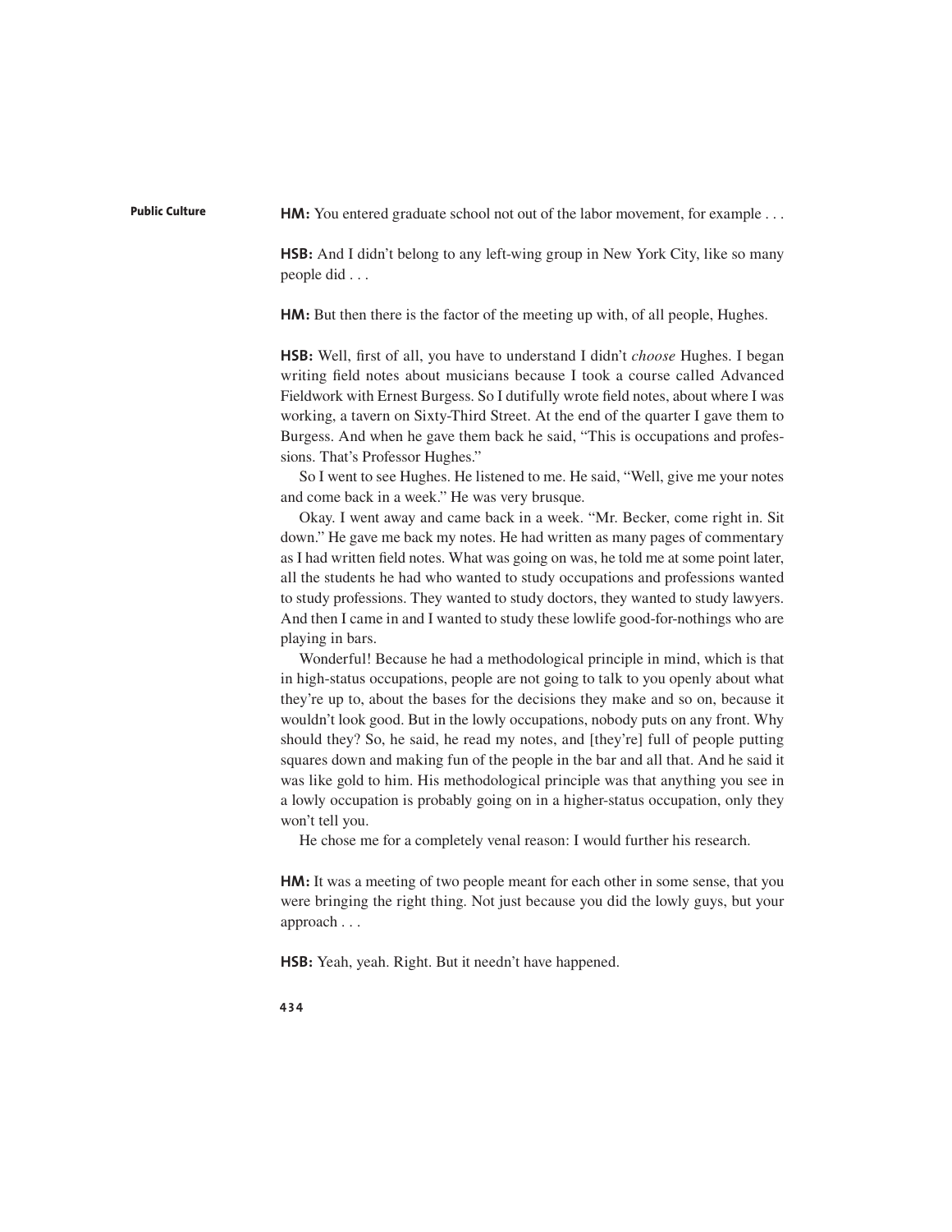**HM:** You entered graduate school not out of the labor movement, for example . . .

**HSB:** And I didn't belong to any left-wing group in New York City, like so many people did . . .

**HM:** But then there is the factor of the meeting up with, of all people, Hughes.

**HSB:** Well, first of all, you have to understand I didn't *choose* Hughes. I began writing field notes about musicians because I took a course called Advanced Fieldwork with Ernest Burgess. So I dutifully wrote field notes, about where I was working, a tavern on Sixty-Third Street. At the end of the quarter I gave them to Burgess. And when he gave them back he said, "This is occupations and professions. That's Professor Hughes."

So I went to see Hughes. He listened to me. He said, "Well, give me your notes and come back in a week." He was very brusque.

Okay. I went away and came back in a week. "Mr. Becker, come right in. Sit down." He gave me back my notes. He had written as many pages of commentary as I had written field notes. What was going on was, he told me at some point later, all the students he had who wanted to study occupations and professions wanted to study professions. They wanted to study doctors, they wanted to study lawyers. And then I came in and I wanted to study these lowlife good-for-nothings who are playing in bars.

Wonderful! Because he had a methodological principle in mind, which is that in high-status occupations, people are not going to talk to you openly about what they're up to, about the bases for the decisions they make and so on, because it wouldn't look good. But in the lowly occupations, nobody puts on any front. Why should they? So, he said, he read my notes, and [they're] full of people putting squares down and making fun of the people in the bar and all that. And he said it was like gold to him. His methodological principle was that anything you see in a lowly occupation is probably going on in a higher-status occupation, only they won't tell you.

He chose me for a completely venal reason: I would further his research.

**HM:** It was a meeting of two people meant for each other in some sense, that you were bringing the right thing. Not just because you did the lowly guys, but your approach . . .

**HSB:** Yeah, yeah. Right. But it needn't have happened.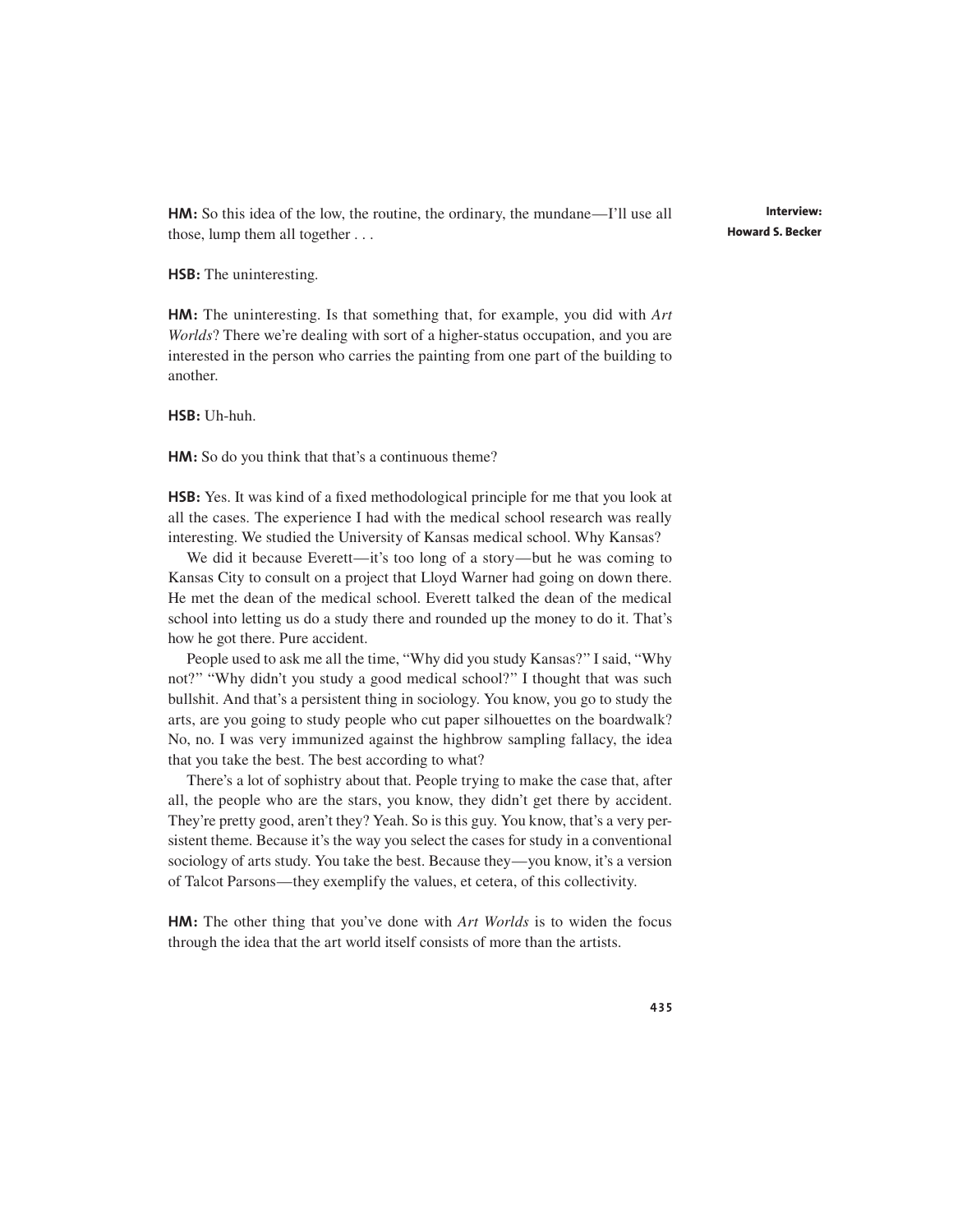**HM:** So this idea of the low, the routine, the ordinary, the mundane—I'll use all those, lump them all together . . .

**HSB:** The uninteresting.

**HM:** The uninteresting. Is that something that, for example, you did with *Art Worlds*? There we're dealing with sort of a higher-status occupation, and you are interested in the person who carries the painting from one part of the building to another.

**HSB:** Uh-huh.

**HM:** So do you think that that's a continuous theme?

**HSB:** Yes. It was kind of a fixed methodological principle for me that you look at all the cases. The experience I had with the medical school research was really interesting. We studied the University of Kansas medical school. Why Kansas?

We did it because Everett—it's too long of a story—but he was coming to Kansas City to consult on a project that Lloyd Warner had going on down there. He met the dean of the medical school. Everett talked the dean of the medical school into letting us do a study there and rounded up the money to do it. That's how he got there. Pure accident.

People used to ask me all the time, "Why did you study Kansas?" I said, "Why not?" "Why didn't you study a good medical school?" I thought that was such bullshit. And that's a persistent thing in sociology. You know, you go to study the arts, are you going to study people who cut paper silhouettes on the boardwalk? No, no. I was very immunized against the highbrow sampling fallacy, the idea that you take the best. The best according to what?

There's a lot of sophistry about that. People trying to make the case that, after all, the people who are the stars, you know, they didn't get there by accident. They're pretty good, aren't they? Yeah. So is this guy. You know, that's a very persistent theme. Because it's the way you select the cases for study in a conventional sociology of arts study. You take the best. Because they—you know, it's a version of Talcot Parsons—they exemplify the values, et cetera, of this collectivity.

**HM:** The other thing that you've done with *Art Worlds* is to widen the focus through the idea that the art world itself consists of more than the artists.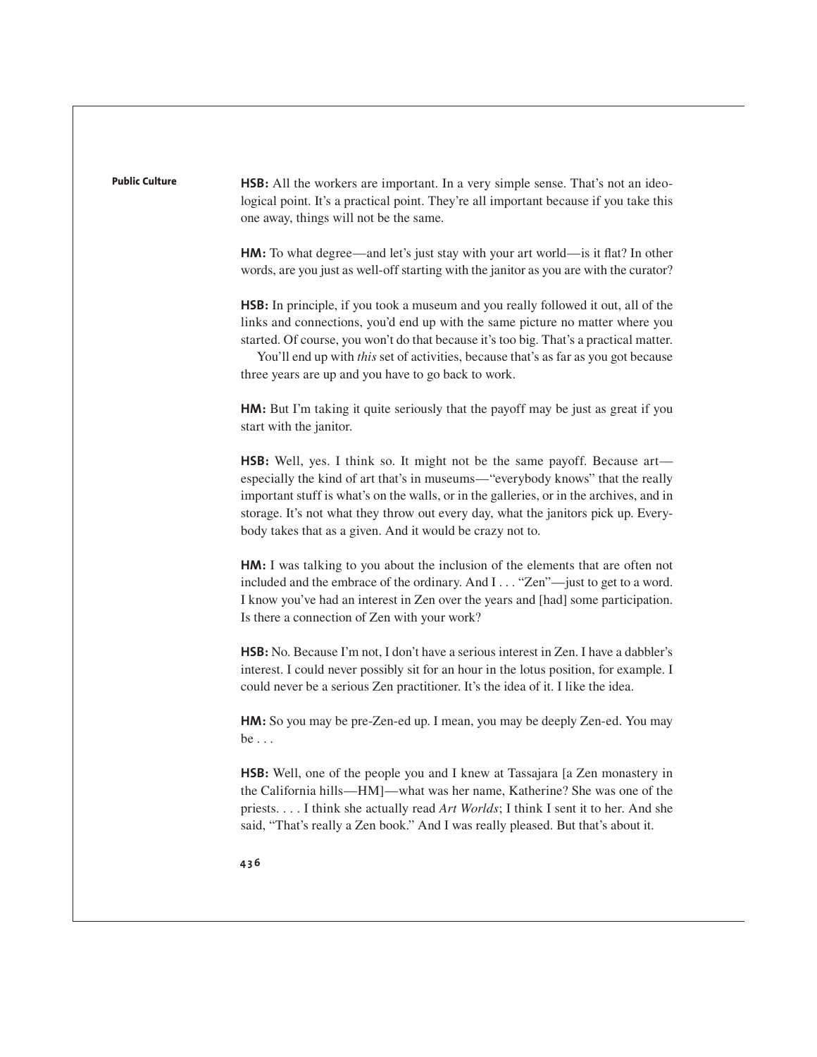**HSB:** All the workers are important. In a very simple sense. That's not an ideological point. It's a practical point. They're all important because if you take this one away, things will not be the same.

**HM:** To what degree—and let's just stay with your art world—is it flat? In other words, are you just as well-off starting with the janitor as you are with the curator?

**HSB:** In principle, if you took a museum and you really followed it out, all of the links and connections, you'd end up with the same picture no matter where you started. Of course, you won't do that because it's too big. That's a practical matter.

You'll end up with *this* set of activities, because that's as far as you got because three years are up and you have to go back to work.

**HM:** But I'm taking it quite seriously that the payoff may be just as great if you start with the janitor.

**HSB:** Well, yes. I think so. It might not be the same payoff. Because art—especially the kind of art that's in museums—"everybody knows" that the really important stuff is what's on the walls, or in the galleries, or in the archives, and in storage. It's not what they throw out every day, what the janitors pick up. Everybody takes that as a given. And it would be crazy not to.

**HM:** I was talking to you about the inclusion of the elements that are often not included and the embrace of the ordinary. And I . . . "Zen"—just to get to a word. I know you've had an interest in Zen over the years and [had] some participation. Is there a connection of Zen with your work?

**HSB:** No. Because I'm not, I don't have a serious interest in Zen. I have a dabbler's interest. I could never possibly sit for an hour in the lotus position, for example. I could never be a serious Zen practitioner. It's the idea of it. I like the idea.

**HM:** So you may be pre-Zen-ed up. I mean, you may be deeply Zen-ed. You may be . . .

**HSB:** Well, one of the people you and I knew at Tassajara [a Zen monastery in the California hills—HM]—what was her name, Katherine? She was one of the priests. . . . I think she actually read *Art Worlds*; I think I sent it to her. And she said, "That's really a Zen book." And I was really pleased. But that's about it.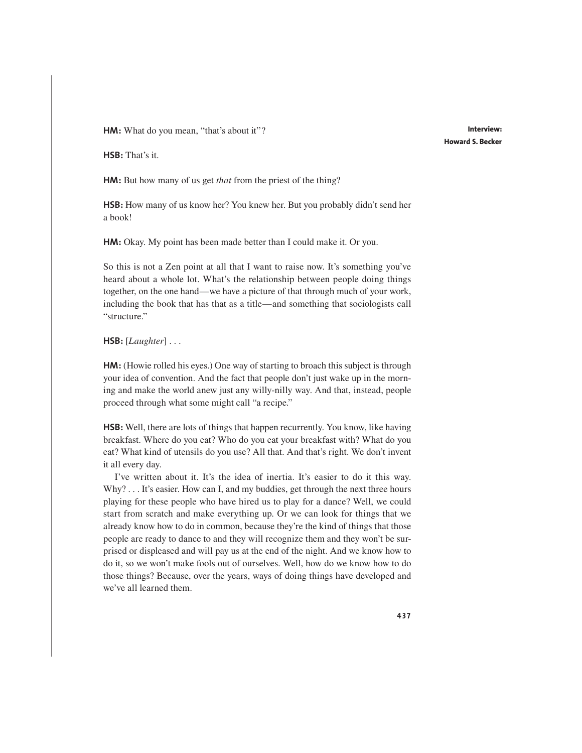**HM:** What do you mean, “that’s about it”?

**HSB:** That’s it.

**HM:** But how many of us get *that* from the priest of the thing?

**HSB:** How many of us know her? You knew her. But you probably didn’t send her a book!

**HM:** Okay. My point has been made better than I could make it. Or you.

So this is not a Zen point at all that I want to raise now. It’s something you’ve heard about a whole lot. What’s the relationship between people doing things together, on the one hand—we have a picture of that through much of your work, including the book that has that as a title—and something that sociologists call “structure.”

**HSB:** [*Laughter*] . . .

**HM:** (Howie rolled his eyes.) One way of starting to broach this subject is through your idea of convention. And the fact that people don’t just wake up in the morning and make the world anew just any willy-nilly way. And that, instead, people proceed through what some might call “a recipe.”

**HSB:** Well, there are lots of things that happen recurrently. You know, like having breakfast. Where do you eat? Who do you eat your breakfast with? What do you eat? What kind of utensils do you use? All that. And that’s right. We don’t invent it all every day.

I’ve written about it. It’s the idea of inertia. It’s easier to do it this way. Why? . . . It’s easier. How can I, and my buddies, get through the next three hours playing for these people who have hired us to play for a dance? Well, we could start from scratch and make everything up. Or we can look for things that we already know how to do in common, because they’re the kind of things that those people are ready to dance to and they will recognize them and they won’t be surprised or displeased and will pay us at the end of the night. And we know how to do it, so we won’t make fools out of ourselves. Well, how do we know how to do those things? Because, over the years, ways of doing things have developed and we’ve all learned them.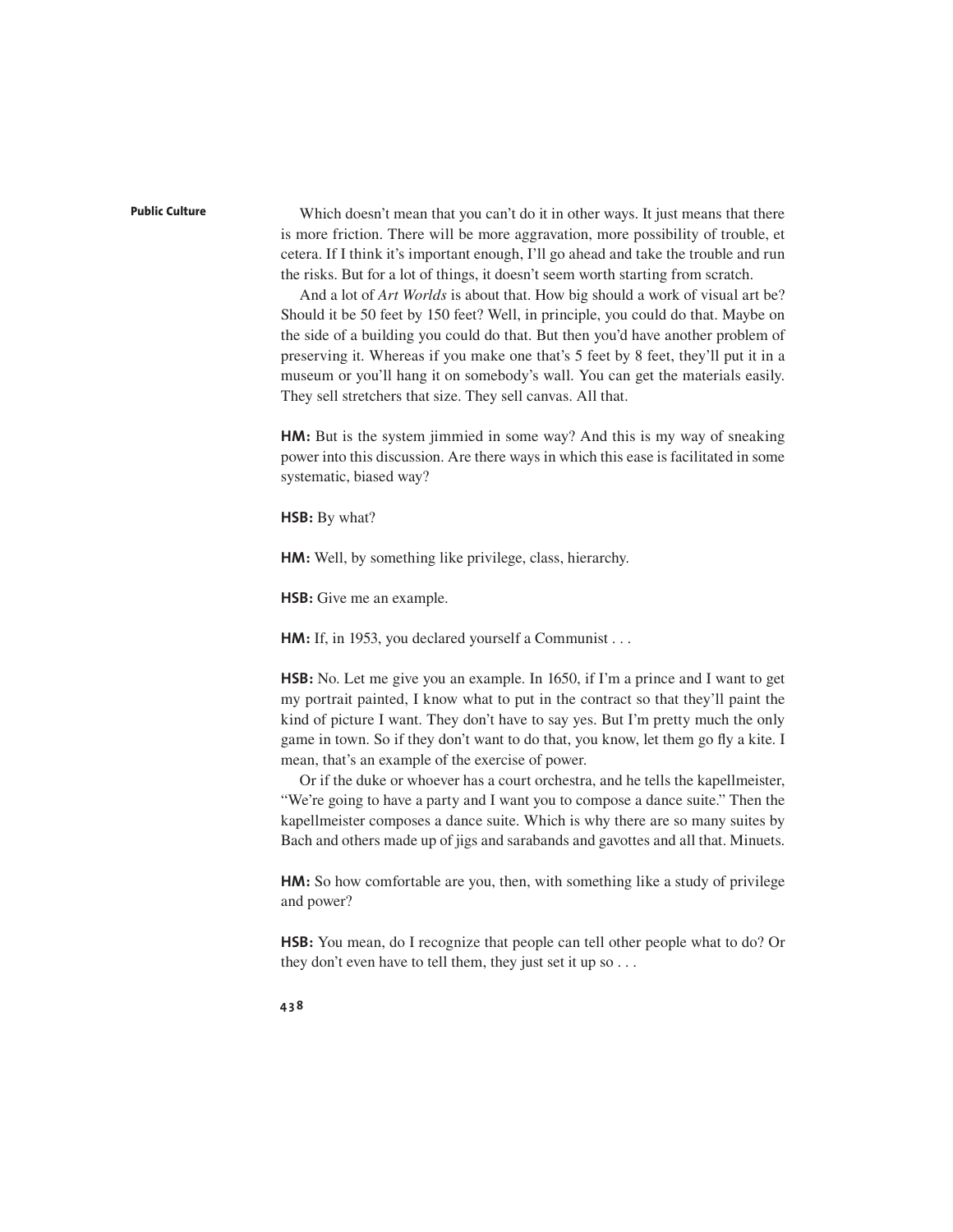Which doesn't mean that you can't do it in other ways. It just means that there is more friction. There will be more aggravation, more possibility of trouble, et cetera. If I think it's important enough, I'll go ahead and take the trouble and run the risks. But for a lot of things, it doesn't seem worth starting from scratch.

And a lot of *Art Worlds* is about that. How big should a work of visual art be? Should it be 50 feet by 150 feet? Well, in principle, you could do that. Maybe on the side of a building you could do that. But then you'd have another problem of preserving it. Whereas if you make one that's 5 feet by 8 feet, they'll put it in a museum or you'll hang it on somebody's wall. You can get the materials easily. They sell stretchers that size. They sell canvas. All that.

**HM:** But is the system jimmied in some way? And this is my way of sneaking power into this discussion. Are there ways in which this ease is facilitated in some systematic, biased way?

**HSB:** By what?

**HM:** Well, by something like privilege, class, hierarchy.

**HSB:** Give me an example.

**HM:** If, in 1953, you declared yourself a Communist . . .

**HSB:** No. Let me give you an example. In 1650, if I'm a prince and I want to get my portrait painted, I know what to put in the contract so that they'll paint the kind of picture I want. They don't have to say yes. But I'm pretty much the only game in town. So if they don't want to do that, you know, let them go fly a kite. I mean, that's an example of the exercise of power.

Or if the duke or whoever has a court orchestra, and he tells the kapellmeister, "We're going to have a party and I want you to compose a dance suite." Then the kapellmeister composes a dance suite. Which is why there are so many suites by Bach and others made up of jigs and sarabands and gavottes and all that. Minuets.

**HM:** So how comfortable are you, then, with something like a study of privilege and power?

**HSB:** You mean, do I recognize that people can tell other people what to do? Or they don't even have to tell them, they just set it up so . . .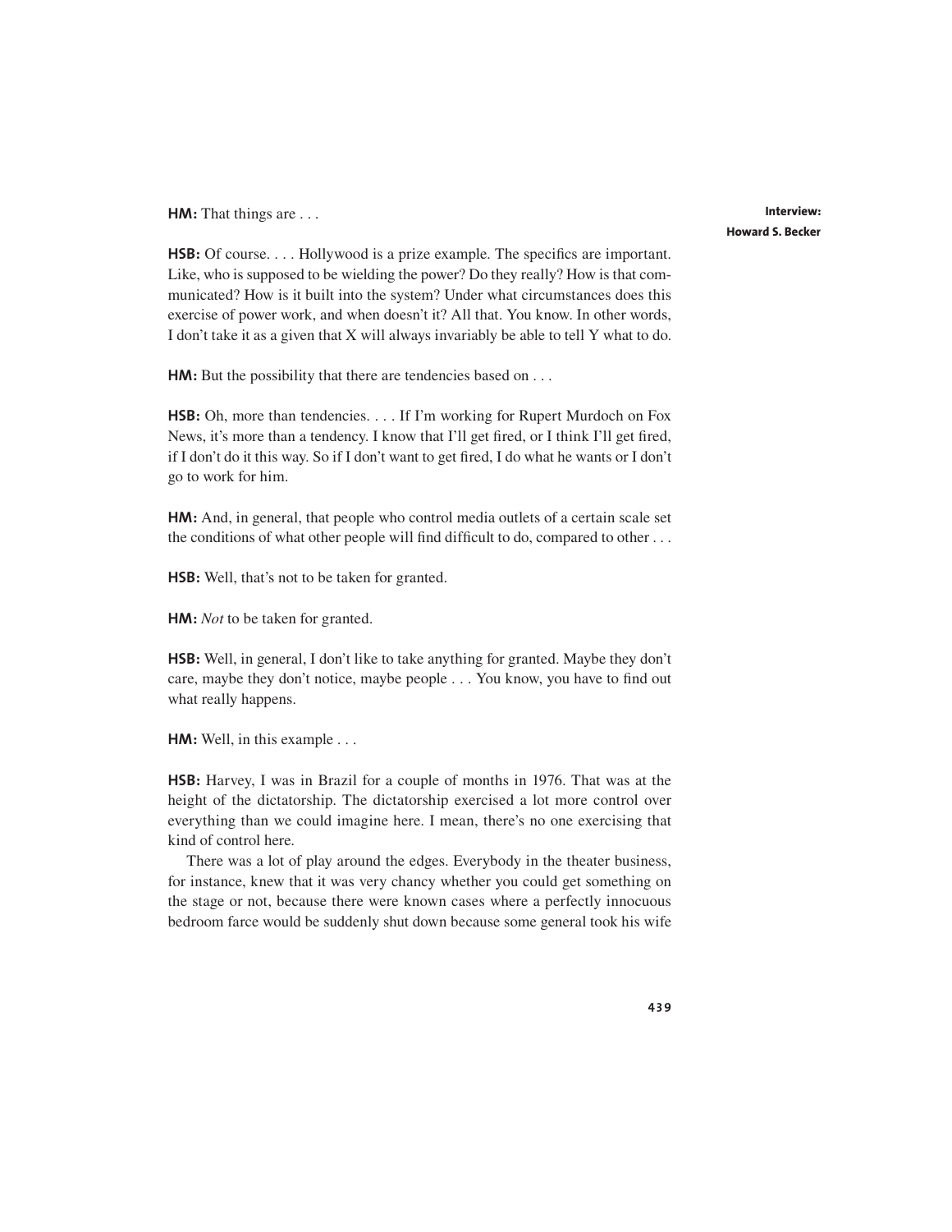**HM:** That things are . . .

**HSB:** Of course. . . . Hollywood is a prize example. The specifics are important. Like, who is supposed to be wielding the power? Do they really? How is that communicated? How is it built into the system? Under what circumstances does this exercise of power work, and when doesn't it? All that. You know. In other words, I don't take it as a given that X will always invariably be able to tell Y what to do.

**HM:** But the possibility that there are tendencies based on . . .

**HSB:** Oh, more than tendencies. . . . If I'm working for Rupert Murdoch on Fox News, it's more than a tendency. I know that I'll get fired, or I think I'll get fired, if I don't do it this way. So if I don't want to get fired, I do what he wants or I don't go to work for him.

**HM:** And, in general, that people who control media outlets of a certain scale set the conditions of what other people will find difficult to do, compared to other . . .

**HSB:** Well, that's not to be taken for granted.

**HM:** *Not* to be taken for granted.

**HSB:** Well, in general, I don't like to take anything for granted. Maybe they don't care, maybe they don't notice, maybe people . . . You know, you have to find out what really happens.

**HM:** Well, in this example . . .

**HSB:** Harvey, I was in Brazil for a couple of months in 1976. That was at the height of the dictatorship. The dictatorship exercised a lot more control over everything than we could imagine here. I mean, there's no one exercising that kind of control here.

There was a lot of play around the edges. Everybody in the theater business, for instance, knew that it was very chancy whether you could get something on the stage or not, because there were known cases where a perfectly innocuous bedroom farce would be suddenly shut down because some general took his wife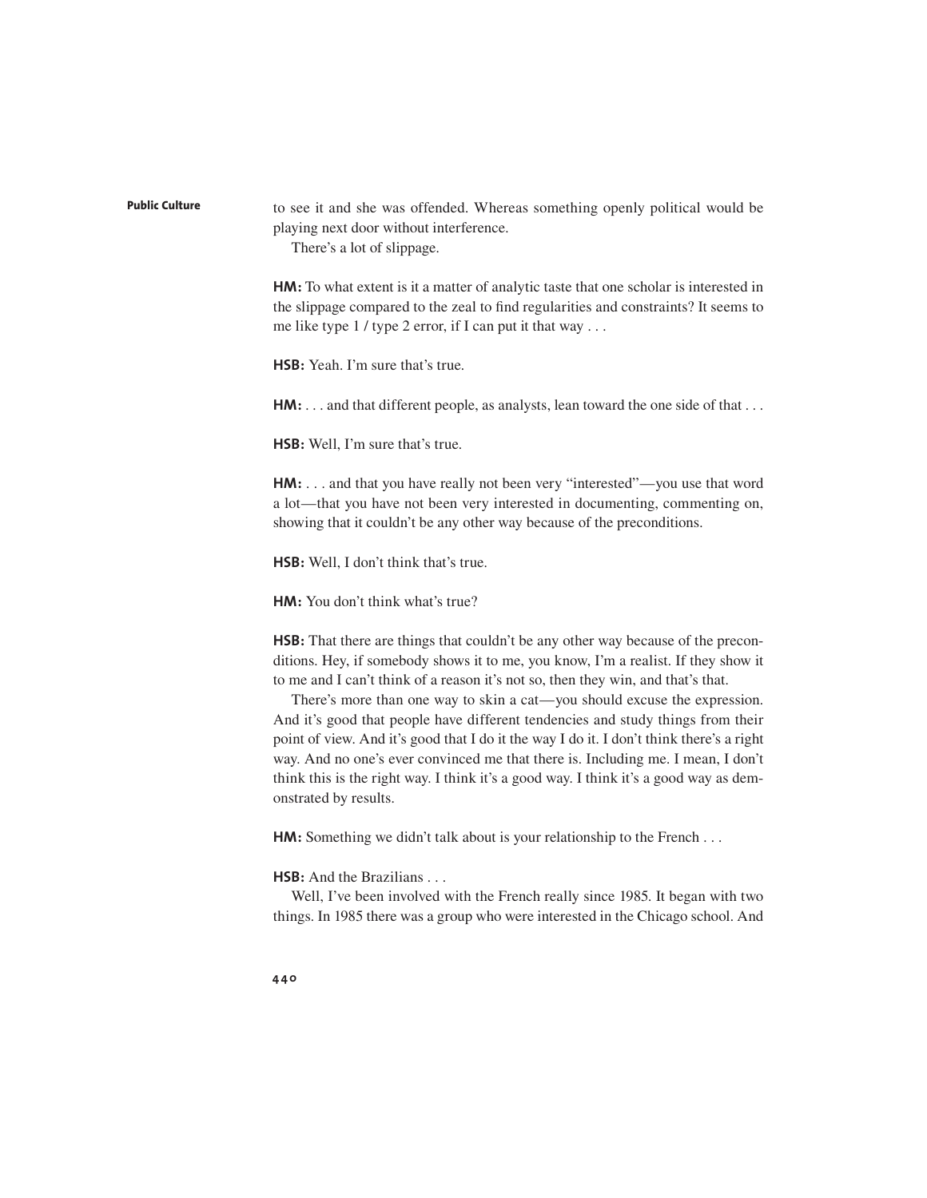to see it and she was offended. Whereas something openly political would be playing next door without interference.

There's a lot of slippage.

**HM:** To what extent is it a matter of analytic taste that one scholar is interested in the slippage compared to the zeal to find regularities and constraints? It seems to me like type 1 / type 2 error, if I can put it that way . . .

**HSB:** Yeah. I'm sure that's true.

**HM:** . . . and that different people, as analysts, lean toward the one side of that . . .

**HSB:** Well, I'm sure that's true.

**HM:** . . . and that you have really not been very "interested"—you use that word a lot—that you have not been very interested in documenting, commenting on, showing that it couldn't be any other way because of the preconditions.

**HSB:** Well, I don't think that's true.

**HM:** You don't think what's true?

**HSB:** That there are things that couldn't be any other way because of the preconditions. Hey, if somebody shows it to me, you know, I'm a realist. If they show it to me and I can't think of a reason it's not so, then they win, and that's that.

There's more than one way to skin a cat—you should excuse the expression. And it's good that people have different tendencies and study things from their point of view. And it's good that I do it the way I do it. I don't think there's a right way. And no one's ever convinced me that there is. Including me. I mean, I don't think this is the right way. I think it's a good way. I think it's a good way as demonstrated by results.

**HM:** Something we didn't talk about is your relationship to the French . . .

**HSB:** And the Brazilians . . .

Well, I've been involved with the French really since 1985. It began with two things. In 1985 there was a group who were interested in the Chicago school. And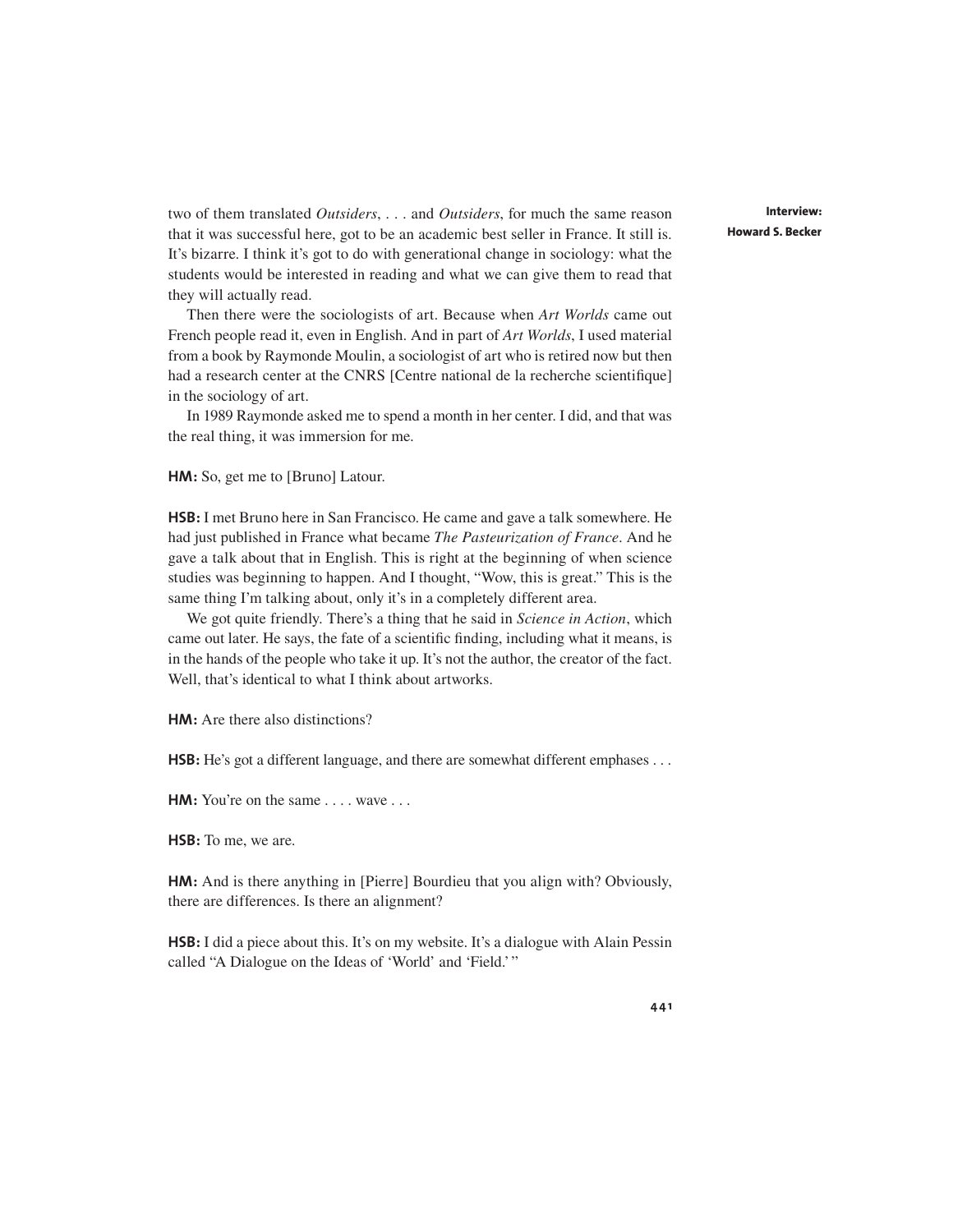two of them translated *Outsiders*, . . . and *Outsiders*, for much the same reason that it was successful here, got to be an academic best seller in France. It still is. It's bizarre. I think it's got to do with generational change in sociology: what the students would be interested in reading and what we can give them to read that they will actually read.

Then there were the sociologists of art. Because when *Art Worlds* came out French people read it, even in English. And in part of *Art Worlds*, I used material from a book by Raymonde Moulin, a sociologist of art who is retired now but then had a research center at the CNRS [Centre national de la recherche scientifique] in the sociology of art.

In 1989 Raymonde asked me to spend a month in her center. I did, and that was the real thing, it was immersion for me.

**HM:** So, get me to [Bruno] Latour.

**HSB:** I met Bruno here in San Francisco. He came and gave a talk somewhere. He had just published in France what became *The Pasteurization of France*. And he gave a talk about that in English. This is right at the beginning of when science studies was beginning to happen. And I thought, "Wow, this is great." This is the same thing I'm talking about, only it's in a completely different area.

We got quite friendly. There's a thing that he said in *Science in Action*, which came out later. He says, the fate of a scientific finding, including what it means, is in the hands of the people who take it up. It's not the author, the creator of the fact. Well, that's identical to what I think about artworks.

**HM:** Are there also distinctions?

**HSB:** He's got a different language, and there are somewhat different emphases . . .

**HM:** You're on the same . . . . wave . . .

**HSB:** To me, we are.

**HM:** And is there anything in [Pierre] Bourdieu that you align with? Obviously, there are differences. Is there an alignment?

**HSB:** I did a piece about this. It's on my website. It's a dialogue with Alain Pessin called "A Dialogue on the Ideas of 'World' and 'Field.' "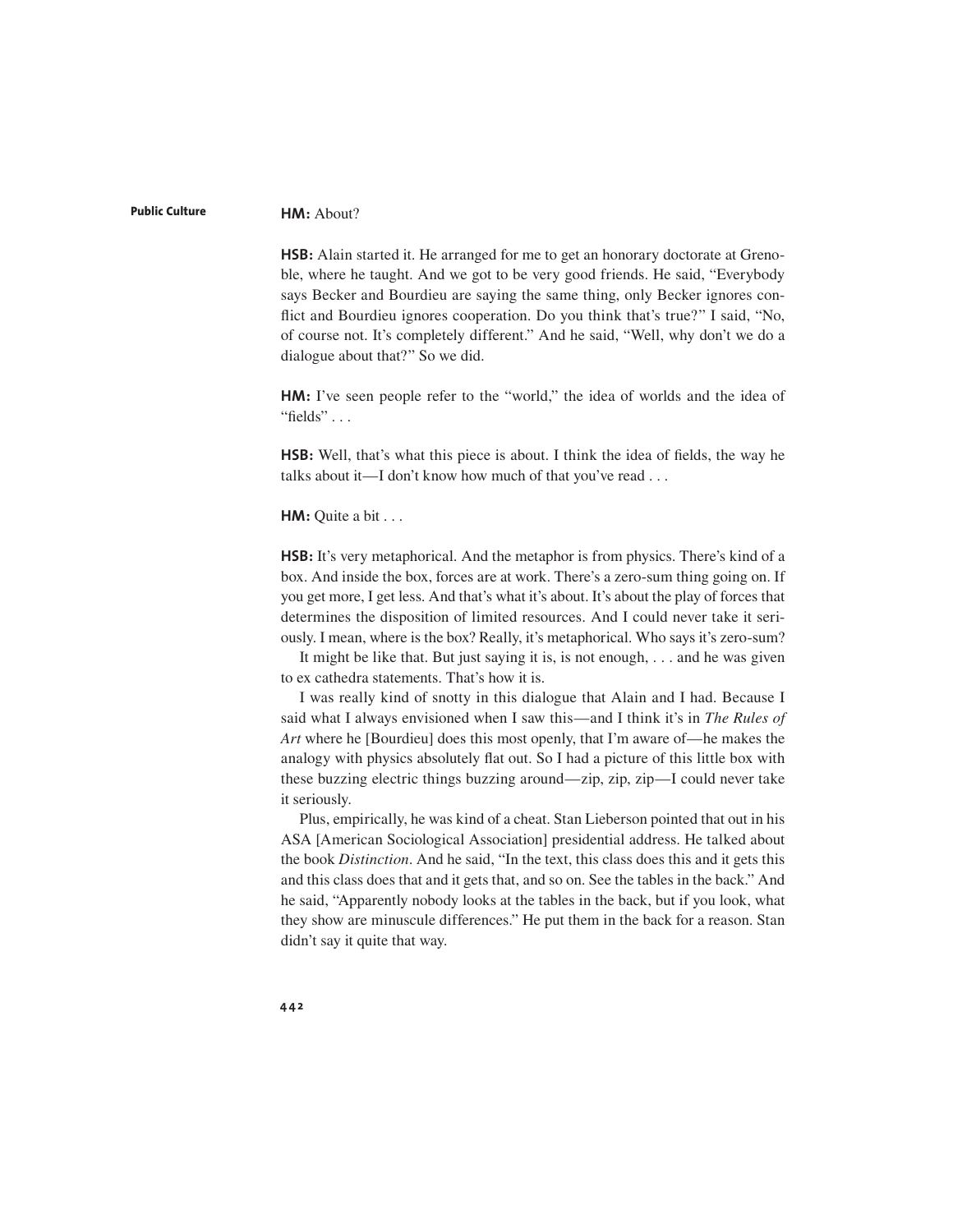**HM:** About?

**HSB:** Alain started it. He arranged for me to get an honorary doctorate at Grenoble, where he taught. And we got to be very good friends. He said, "Everybody says Becker and Bourdieu are saying the same thing, only Becker ignores conflict and Bourdieu ignores cooperation. Do you think that's true?" I said, "No, of course not. It's completely different." And he said, "Well, why don't we do a dialogue about that?" So we did.

**HM:** I've seen people refer to the "world," the idea of worlds and the idea of "fields" . . .

**HSB:** Well, that's what this piece is about. I think the idea of fields, the way he talks about it—I don't know how much of that you've read . . .

**HM:** Quite a bit . . .

**HSB:** It's very metaphorical. And the metaphor is from physics. There's kind of a box. And inside the box, forces are at work. There's a zero-sum thing going on. If you get more, I get less. And that's what it's about. It's about the play of forces that determines the disposition of limited resources. And I could never take it seriously. I mean, where is the box? Really, it's metaphorical. Who says it's zero-sum?

It might be like that. But just saying it is, is not enough, . . . and he was given to ex cathedra statements. That's how it is.

I was really kind of snotty in this dialogue that Alain and I had. Because I said what I always envisioned when I saw this—and I think it's in *The Rules of Art* where he [Bourdieu] does this most openly, that I'm aware of—he makes the analogy with physics absolutely flat out. So I had a picture of this little box with these buzzing electric things buzzing around—zip, zip, zip—I could never take it seriously.

Plus, empirically, he was kind of a cheat. Stan Lieberson pointed that out in his ASA [American Sociological Association] presidential address. He talked about the book *Distinction*. And he said, "In the text, this class does this and it gets this and this class does that and it gets that, and so on. See the tables in the back." And he said, "Apparently nobody looks at the tables in the back, but if you look, what they show are minuscule differences." He put them in the back for a reason. Stan didn't say it quite that way.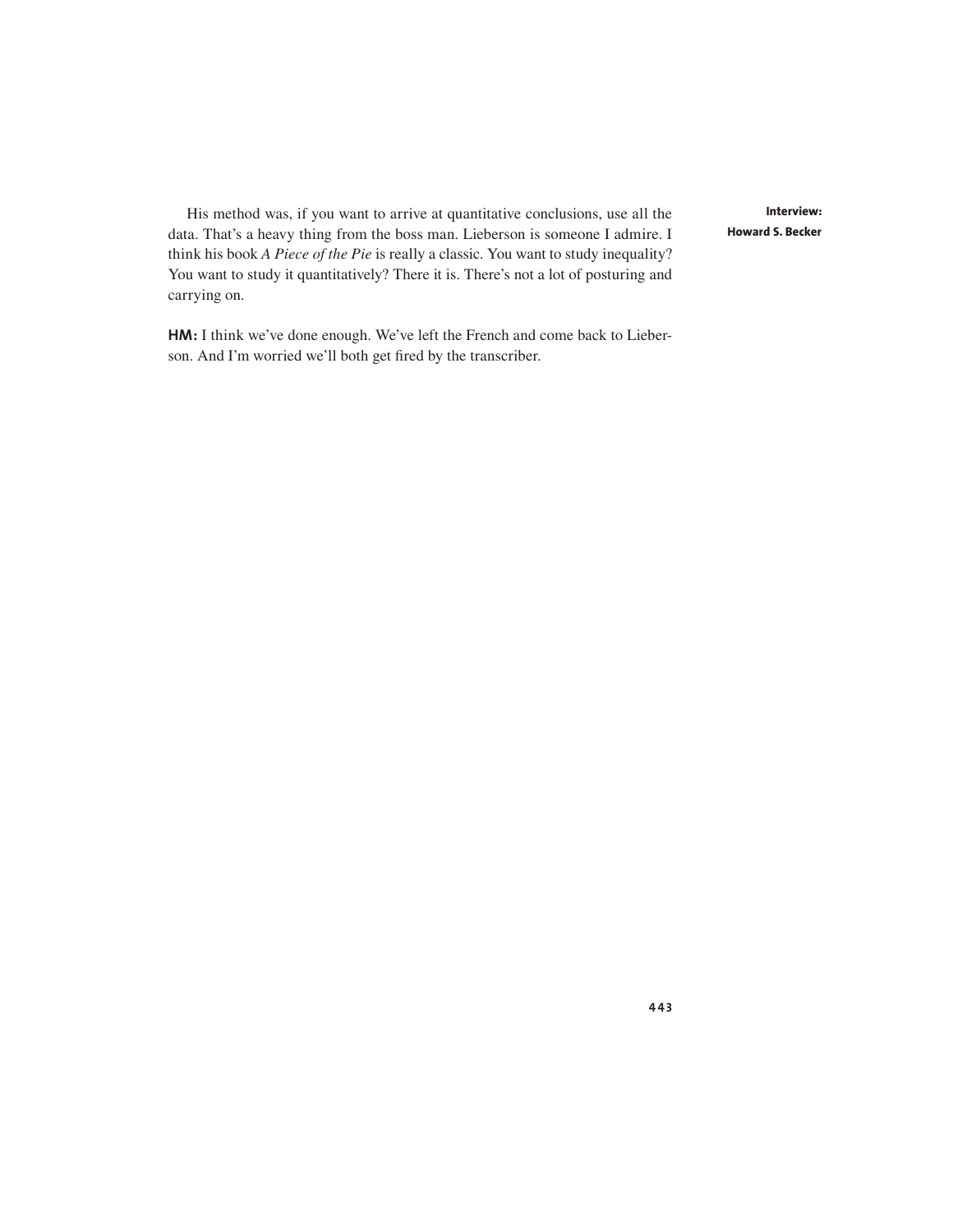His method was, if you want to arrive at quantitative conclusions, use all the data. That's a heavy thing from the boss man. Lieberson is someone I admire. I think his book *A Piece of the Pie* is really a classic. You want to study inequality? You want to study it quantitatively? There it is. There's not a lot of posturing and carrying on.

**HM:** I think we've done enough. We've left the French and come back to Lieberson. And I'm worried we'll both get fired by the transcriber.